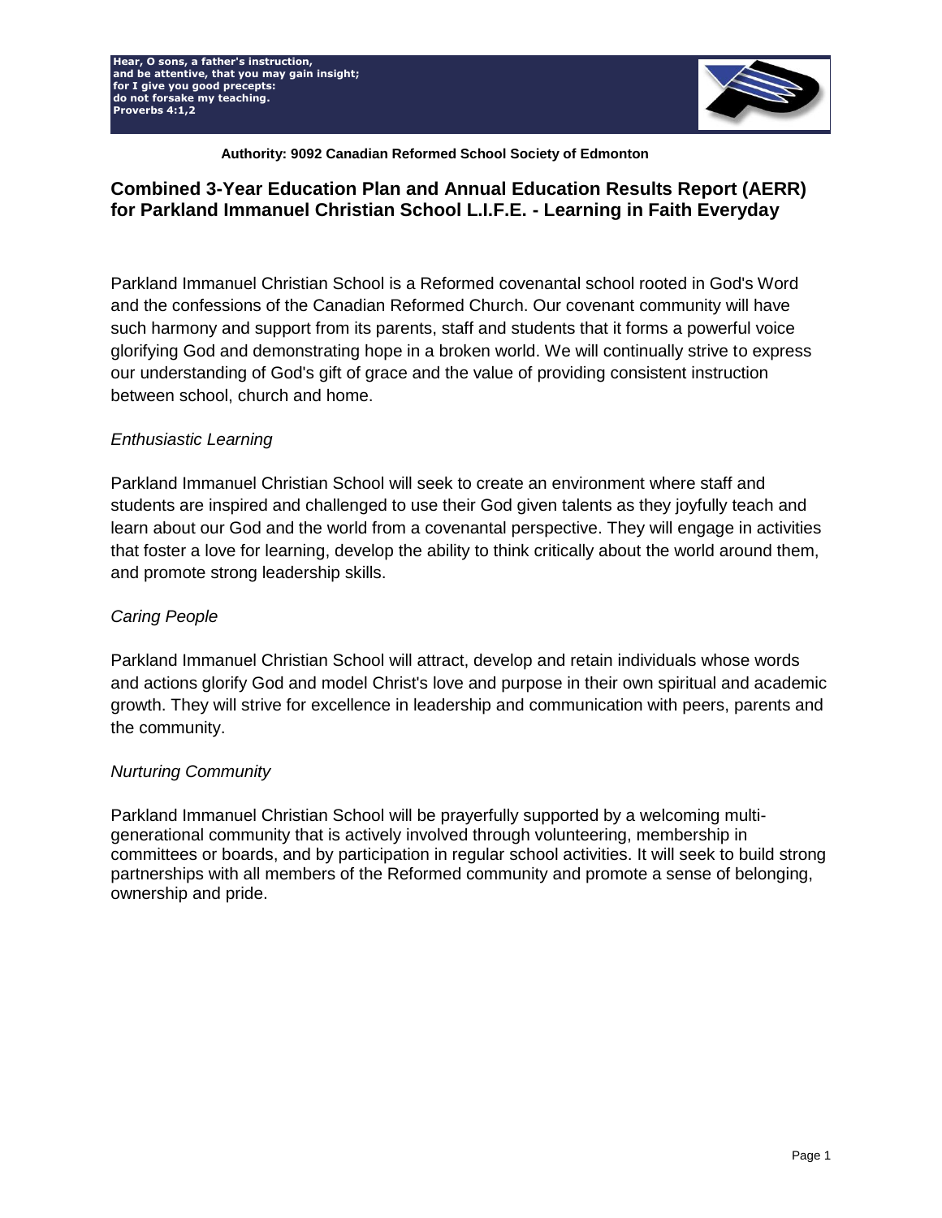**Hear, O sons, a father's instruction,**
**and be attentive, that you may gain insight;**
**for I give you good precepts:**
**do not forsake my teaching.**
**Proverbs 4:1,2**

**Authority: 9092 Canadian Reformed School Society of Edmonton**

# Combined 3-Year Education Plan and Annual Education Results Report (AERR) for Parkland Immanuel Christian School L.I.F.E. - Learning in Faith Everyday

Parkland Immanuel Christian School is a Reformed covenantal school rooted in God's Word and the confessions of the Canadian Reformed Church. Our covenant community will have such harmony and support from its parents, staff and students that it forms a powerful voice glorifying God and demonstrating hope in a broken world. We will continually strive to express our understanding of God's gift of grace and the value of providing consistent instruction between school, church and home.

*Enthusiastic Learning*

Parkland Immanuel Christian School will seek to create an environment where staff and students are inspired and challenged to use their God given talents as they joyfully teach and learn about our God and the world from a covenantal perspective. They will engage in activities that foster a love for learning, develop the ability to think critically about the world around them, and promote strong leadership skills.

*Caring People*

Parkland Immanuel Christian School will attract, develop and retain individuals whose words and actions glorify God and model Christ's love and purpose in their own spiritual and academic growth. They will strive for excellence in leadership and communication with peers, parents and the community.

*Nurturing Community*

Parkland Immanuel Christian School will be prayerfully supported by a welcoming multi-generational community that is actively involved through volunteering, membership in committees or boards, and by participation in regular school activities. It will seek to build strong partnerships with all members of the Reformed community and promote a sense of belonging, ownership and pride.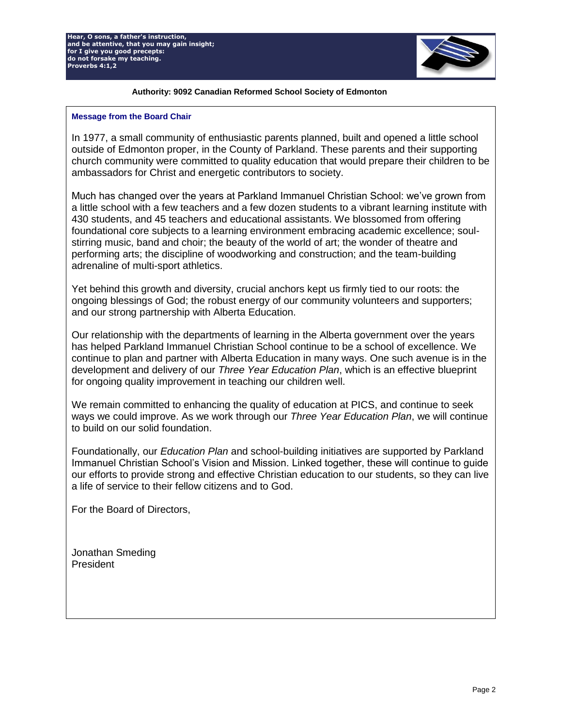Hear, O sons, a father's instruction,
and be attentive, that you may gain insight;
for I give you good precepts:
do not forsake my teaching.
Proverbs 4:1,2

**Authority: 9092 Canadian Reformed School Society of Edmonton**

### Message from the Board Chair

In 1977, a small community of enthusiastic parents planned, built and opened a little school outside of Edmonton proper, in the County of Parkland. These parents and their supporting church community were committed to quality education that would prepare their children to be ambassadors for Christ and energetic contributors to society.

Much has changed over the years at Parkland Immanuel Christian School: we've grown from a little school with a few teachers and a few dozen students to a vibrant learning institute with 430 students, and 45 teachers and educational assistants. We blossomed from offering foundational core subjects to a learning environment embracing academic excellence; soul-stirring music, band and choir; the beauty of the world of art; the wonder of theatre and performing arts; the discipline of woodworking and construction; and the team-building adrenaline of multi-sport athletics.

Yet behind this growth and diversity, crucial anchors kept us firmly tied to our roots: the ongoing blessings of God; the robust energy of our community volunteers and supporters; and our strong partnership with Alberta Education.

Our relationship with the departments of learning in the Alberta government over the years has helped Parkland Immanuel Christian School continue to be a school of excellence. We continue to plan and partner with Alberta Education in many ways. One such avenue is in the development and delivery of our *Three Year Education Plan*, which is an effective blueprint for ongoing quality improvement in teaching our children well.

We remain committed to enhancing the quality of education at PICS, and continue to seek ways we could improve. As we work through our *Three Year Education Plan*, we will continue to build on our solid foundation.

Foundationally, our *Education Plan* and school-building initiatives are supported by Parkland Immanuel Christian School's Vision and Mission. Linked together, these will continue to guide our efforts to provide strong and effective Christian education to our students, so they can live a life of service to their fellow citizens and to God.

For the Board of Directors,

Jonathan Smeding
President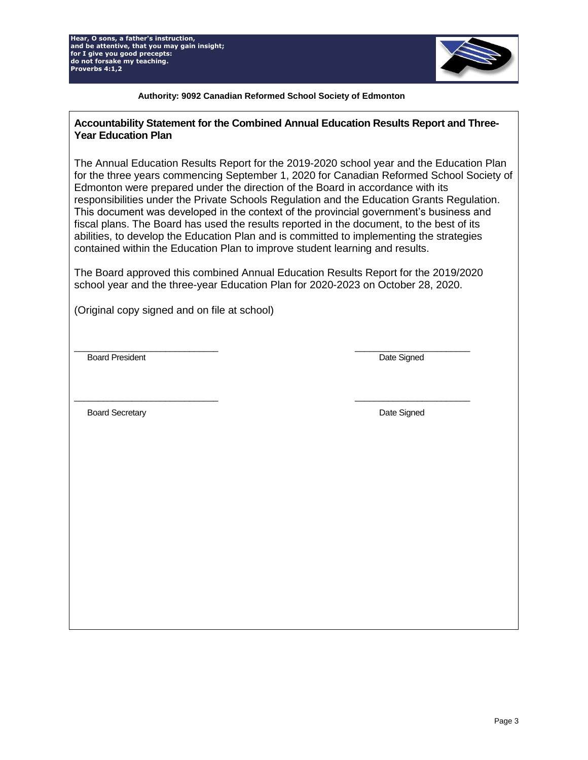Hear, O sons, a father's instruction,
and be attentive, that you may gain insight;
for I give you good precepts:
do not forsake my teaching.
Proverbs 4:1,2

**Authority: 9092 Canadian Reformed School Society of Edmonton**

## Accountability Statement for the Combined Annual Education Results Report and Three-Year Education Plan

The Annual Education Results Report for the 2019-2020 school year and the Education Plan for the three years commencing September 1, 2020 for Canadian Reformed School Society of Edmonton were prepared under the direction of the Board in accordance with its responsibilities under the Private Schools Regulation and the Education Grants Regulation. This document was developed in the context of the provincial government's business and fiscal plans. The Board has used the results reported in the document, to the best of its abilities, to develop the Education Plan and is committed to implementing the strategies contained within the Education Plan to improve student learning and results.

The Board approved this combined Annual Education Results Report for the 2019/2020 school year and the three-year Education Plan for 2020-2023 on October 28, 2020.

(Original copy signed and on file at school)

_____________________________ _______________________

Board President Date Signed

_____________________________ _______________________

Board Secretary Date Signed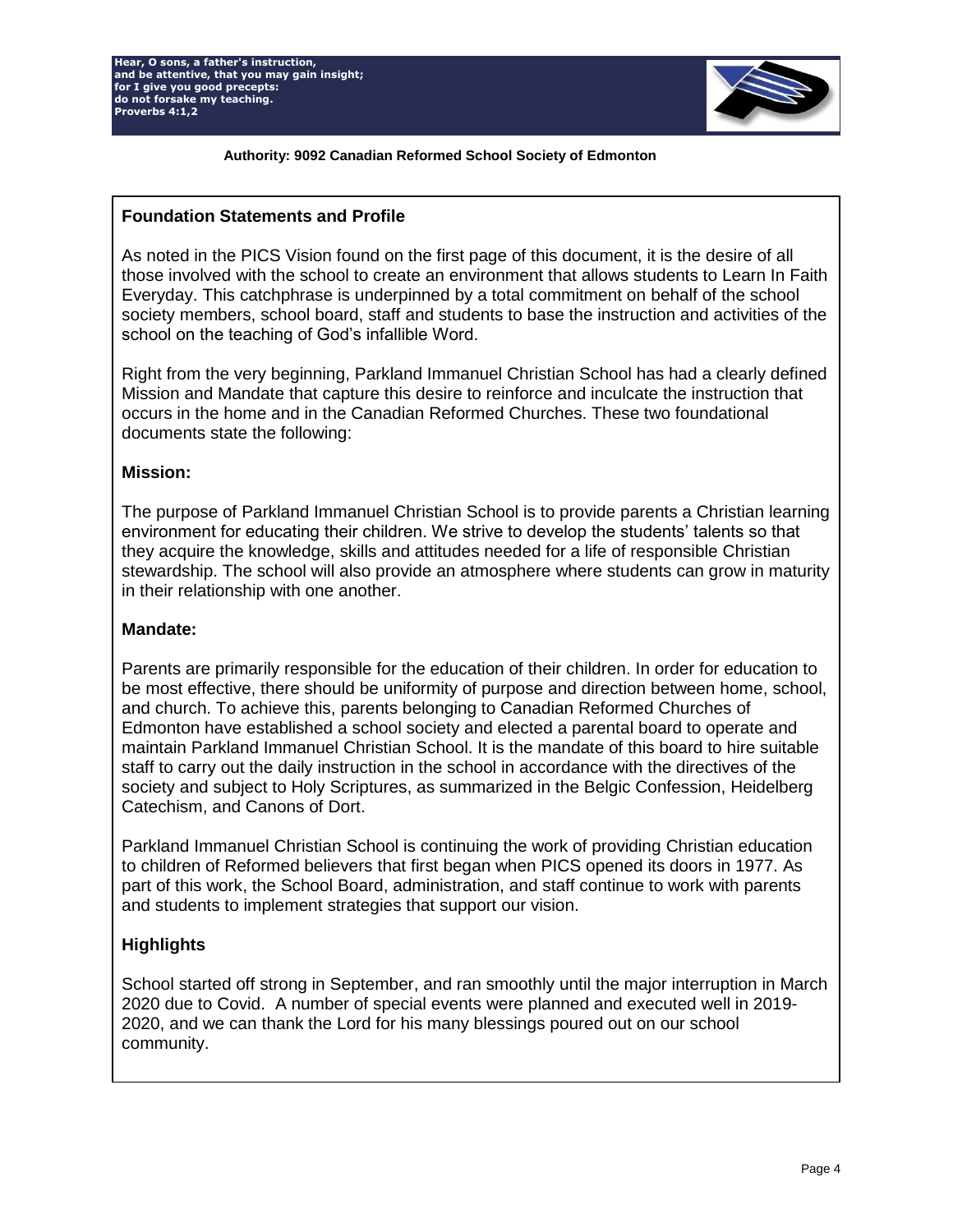Hear, O sons, a father's instruction,
and be attentive, that you may gain insight;
for I give you good precepts:
do not forsake my teaching.
Proverbs 4:1,2

**Authority: 9092 Canadian Reformed School Society of Edmonton**

## Foundation Statements and Profile

As noted in the PICS Vision found on the first page of this document, it is the desire of all those involved with the school to create an environment that allows students to Learn In Faith Everyday. This catchphrase is underpinned by a total commitment on behalf of the school society members, school board, staff and students to base the instruction and activities of the school on the teaching of God's infallible Word.

Right from the very beginning, Parkland Immanuel Christian School has had a clearly defined Mission and Mandate that capture this desire to reinforce and inculcate the instruction that occurs in the home and in the Canadian Reformed Churches. These two foundational documents state the following:

### Mission:

The purpose of Parkland Immanuel Christian School is to provide parents a Christian learning environment for educating their children. We strive to develop the students' talents so that they acquire the knowledge, skills and attitudes needed for a life of responsible Christian stewardship. The school will also provide an atmosphere where students can grow in maturity in their relationship with one another.

### Mandate:

Parents are primarily responsible for the education of their children. In order for education to be most effective, there should be uniformity of purpose and direction between home, school, and church. To achieve this, parents belonging to Canadian Reformed Churches of Edmonton have established a school society and elected a parental board to operate and maintain Parkland Immanuel Christian School. It is the mandate of this board to hire suitable staff to carry out the daily instruction in the school in accordance with the directives of the society and subject to Holy Scriptures, as summarized in the Belgic Confession, Heidelberg Catechism, and Canons of Dort.

Parkland Immanuel Christian School is continuing the work of providing Christian education to children of Reformed believers that first began when PICS opened its doors in 1977. As part of this work, the School Board, administration, and staff continue to work with parents and students to implement strategies that support our vision.

## Highlights

School started off strong in September, and ran smoothly until the major interruption in March 2020 due to Covid. A number of special events were planned and executed well in 2019-2020, and we can thank the Lord for his many blessings poured out on our school community.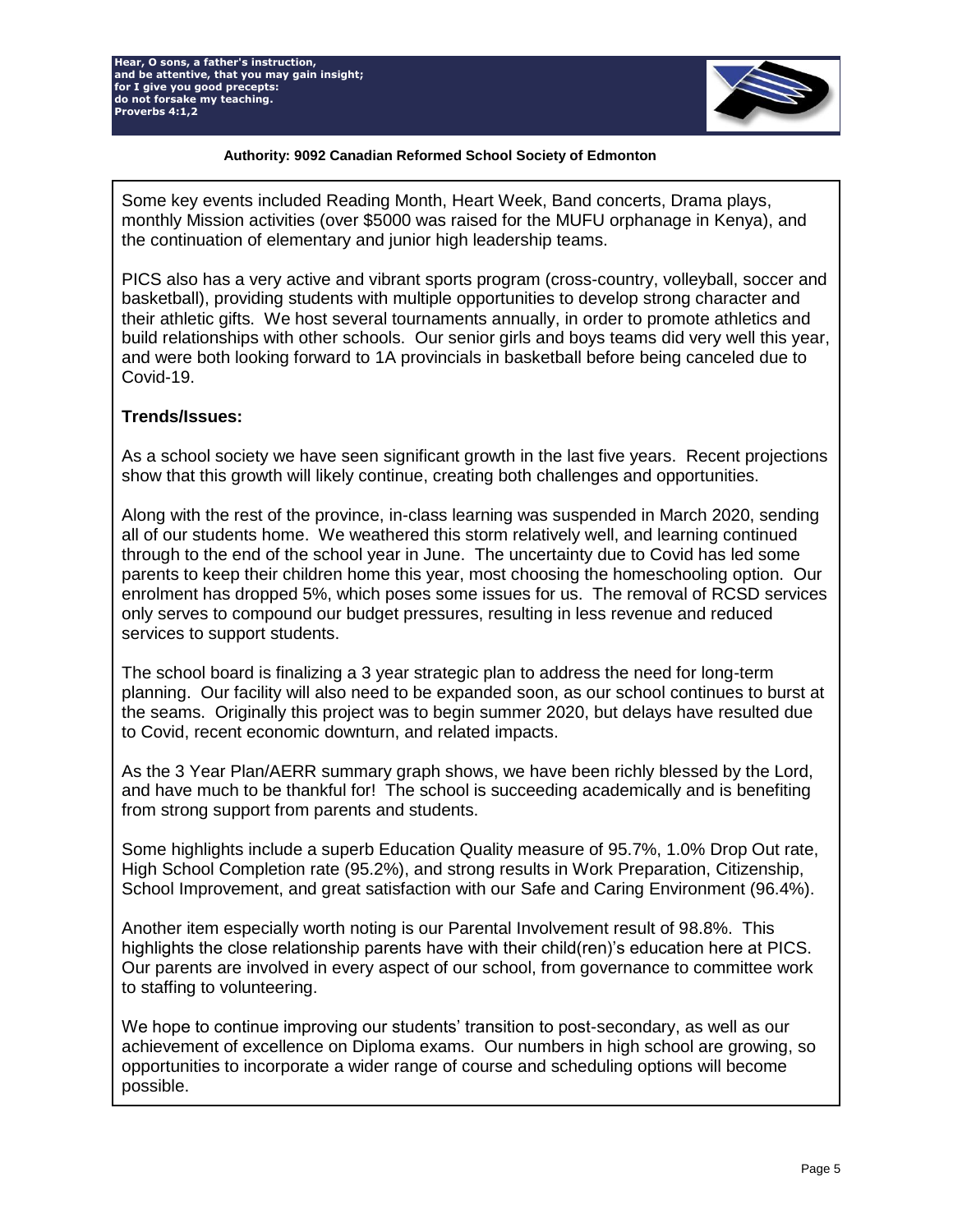Some key events included Reading Month, Heart Week, Band concerts, Drama plays, monthly Mission activities (over $5000 was raised for the MUFU orphanage in Kenya), and the continuation of elementary and junior high leadership teams.

PICS also has a very active and vibrant sports program (cross-country, volleyball, soccer and basketball), providing students with multiple opportunities to develop strong character and their athletic gifts. We host several tournaments annually, in order to promote athletics and build relationships with other schools. Our senior girls and boys teams did very well this year, and were both looking forward to 1A provincials in basketball before being canceled due to Covid-19.

**Trends/Issues:**

As a school society we have seen significant growth in the last five years. Recent projections show that this growth will likely continue, creating both challenges and opportunities.

Along with the rest of the province, in-class learning was suspended in March 2020, sending all of our students home. We weathered this storm relatively well, and learning continued through to the end of the school year in June. The uncertainty due to Covid has led some parents to keep their children home this year, most choosing the homeschooling option. Our enrolment has dropped 5%, which poses some issues for us. The removal of RCSD services only serves to compound our budget pressures, resulting in less revenue and reduced services to support students.

The school board is finalizing a 3 year strategic plan to address the need for long-term planning. Our facility will also need to be expanded soon, as our school continues to burst at the seams. Originally this project was to begin summer 2020, but delays have resulted due to Covid, recent economic downturn, and related impacts.

As the 3 Year Plan/AERR summary graph shows, we have been richly blessed by the Lord, and have much to be thankful for! The school is succeeding academically and is benefiting from strong support from parents and students.

Some highlights include a superb Education Quality measure of 95.7%, 1.0% Drop Out rate, High School Completion rate (95.2%), and strong results in Work Preparation, Citizenship, School Improvement, and great satisfaction with our Safe and Caring Environment (96.4%).

Another item especially worth noting is our Parental Involvement result of 98.8%. This highlights the close relationship parents have with their child(ren)'s education here at PICS. Our parents are involved in every aspect of our school, from governance to committee work to staffing to volunteering.

We hope to continue improving our students' transition to post-secondary, as well as our achievement of excellence on Diploma exams. Our numbers in high school are growing, so opportunities to incorporate a wider range of course and scheduling options will become possible.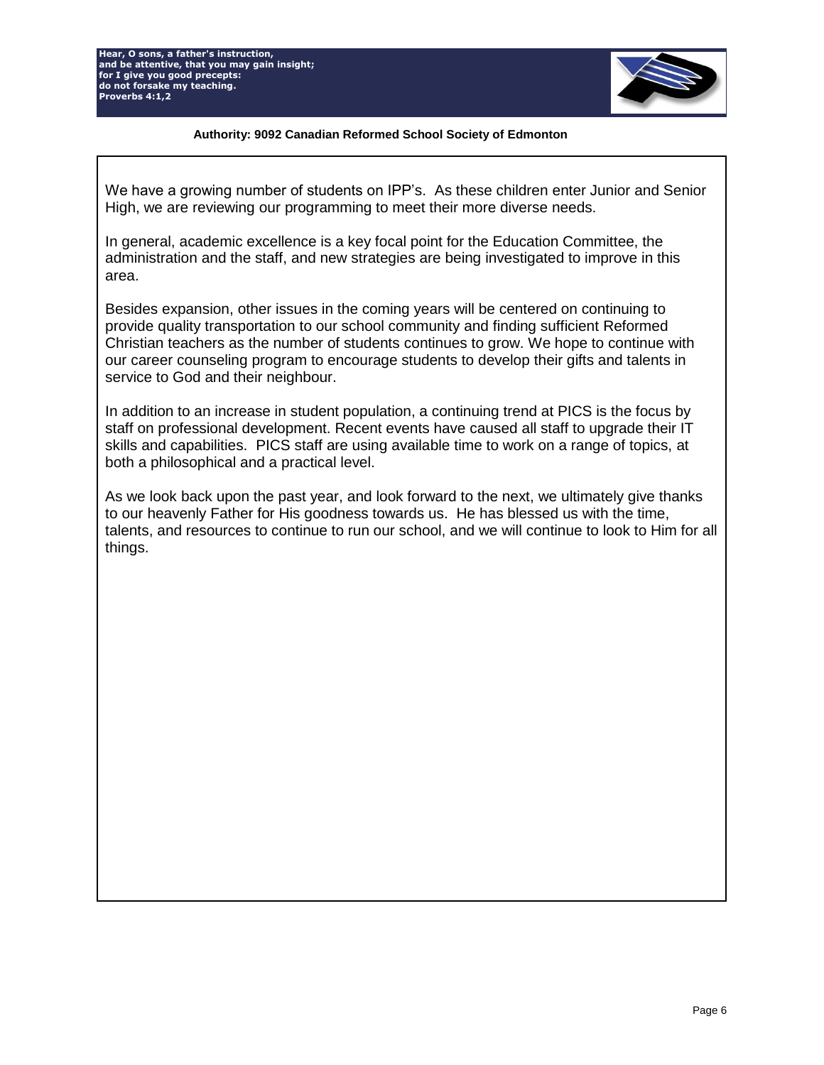We have a growing number of students on IPP's. As these children enter Junior and Senior High, we are reviewing our programming to meet their more diverse needs.

In general, academic excellence is a key focal point for the Education Committee, the administration and the staff, and new strategies are being investigated to improve in this area.

Besides expansion, other issues in the coming years will be centered on continuing to provide quality transportation to our school community and finding sufficient Reformed Christian teachers as the number of students continues to grow. We hope to continue with our career counseling program to encourage students to develop their gifts and talents in service to God and their neighbour.

In addition to an increase in student population, a continuing trend at PICS is the focus by staff on professional development. Recent events have caused all staff to upgrade their IT skills and capabilities. PICS staff are using available time to work on a range of topics, at both a philosophical and a practical level.

As we look back upon the past year, and look forward to the next, we ultimately give thanks to our heavenly Father for His goodness towards us. He has blessed us with the time, talents, and resources to continue to run our school, and we will continue to look to Him for all things.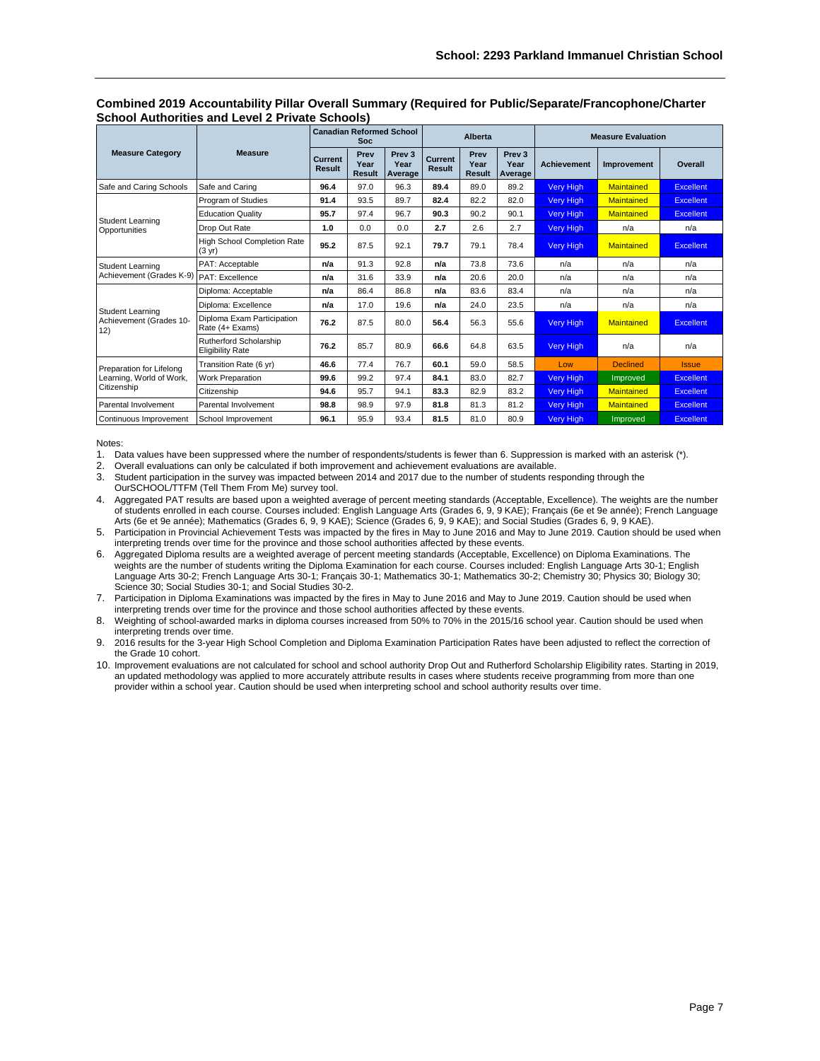**School: 2293 Parkland Immanuel Christian School**

## Combined 2019 Accountability Pillar Overall Summary (Required for Public/Separate/Francophone/Charter School Authorities and Level 2 Private Schools)

| Measure Category | Measure | Canadian Reformed School Soc | | | Alberta | | | Measure Evaluation | | |
|---|---|---|---|---|---|---|---|---|---|---|
| | | Current Result | Prev Year Result | Prev 3 Year Average | Current Result | Prev Year Result | Prev 3 Year Average | Achievement | Improvement | Overall |
| Safe and Caring Schools | Safe and Caring | **96.4** | 97.0 | 96.3 | **89.4** | 89.0 | 89.2 | Very High | Maintained | Excellent |
| Student Learning Opportunities | Program of Studies | **91.4** | 93.5 | 89.7 | **82.4** | 82.2 | 82.0 | Very High | Maintained | Excellent |
| | Education Quality | **95.7** | 97.4 | 96.7 | **90.3** | 90.2 | 90.1 | Very High | Maintained | Excellent |
| | Drop Out Rate | **1.0** | 0.0 | 0.0 | **2.7** | 2.6 | 2.7 | Very High | n/a | n/a |
| | High School Completion Rate (3 yr) | **95.2** | 87.5 | 92.1 | **79.7** | 79.1 | 78.4 | Very High | Maintained | Excellent |
| Student Learning Achievement (Grades K-9) | PAT: Acceptable | **n/a** | 91.3 | 92.8 | **n/a** | 73.8 | 73.6 | n/a | n/a | n/a |
| | PAT: Excellence | **n/a** | 31.6 | 33.9 | **n/a** | 20.6 | 20.0 | n/a | n/a | n/a |
| Student Learning Achievement (Grades 10-12) | Diploma: Acceptable | **n/a** | 86.4 | 86.8 | **n/a** | 83.6 | 83.4 | n/a | n/a | n/a |
| | Diploma: Excellence | **n/a** | 17.0 | 19.6 | **n/a** | 24.0 | 23.5 | n/a | n/a | n/a |
| | Diploma Exam Participation Rate (4+ Exams) | **76.2** | 87.5 | 80.0 | **56.4** | 56.3 | 55.6 | Very High | Maintained | Excellent |
| | Rutherford Scholarship Eligibility Rate | **76.2** | 85.7 | 80.9 | **66.6** | 64.8 | 63.5 | Very High | n/a | n/a |
| Preparation for Lifelong Learning, World of Work, Citizenship | Transition Rate (6 yr) | **46.6** | 77.4 | 76.7 | **60.1** | 59.0 | 58.5 | Low | Declined | Issue |
| | Work Preparation | **99.6** | 99.2 | 97.4 | **84.1** | 83.0 | 82.7 | Very High | Improved | Excellent |
| | Citizenship | **94.6** | 95.7 | 94.1 | **83.3** | 82.9 | 83.2 | Very High | Maintained | Excellent |
| Parental Involvement | Parental Involvement | **98.8** | 98.9 | 97.9 | **81.8** | 81.3 | 81.2 | Very High | Maintained | Excellent |
| Continuous Improvement | School Improvement | **96.1** | 95.9 | 93.4 | **81.5** | 81.0 | 80.9 | Very High | Improved | Excellent |

Notes:

1. Data values have been suppressed where the number of respondents/students is fewer than 6. Suppression is marked with an asterisk (*).
2. Overall evaluations can only be calculated if both improvement and achievement evaluations are available.
3. Student participation in the survey was impacted between 2014 and 2017 due to the number of students responding through the OurSCHOOL/TTFM (Tell Them From Me) survey tool.
4. Aggregated PAT results are based upon a weighted average of percent meeting standards (Acceptable, Excellence). The weights are the number of students enrolled in each course. Courses included: English Language Arts (Grades 6, 9, 9 KAE); Français (6e et 9e année); French Language Arts (6e et 9e année); Mathematics (Grades 6, 9, 9 KAE); Science (Grades 6, 9, 9 KAE); and Social Studies (Grades 6, 9, 9 KAE).
5. Participation in Provincial Achievement Tests was impacted by the fires in May to June 2016 and May to June 2019. Caution should be used when interpreting trends over time for the province and those school authorities affected by these events.
6. Aggregated Diploma results are a weighted average of percent meeting standards (Acceptable, Excellence) on Diploma Examinations. The weights are the number of students writing the Diploma Examination for each course. Courses included: English Language Arts 30-1; English Language Arts 30-2; French Language Arts 30-1; Français 30-1; Mathematics 30-1; Mathematics 30-2; Chemistry 30; Physics 30; Biology 30; Science 30; Social Studies 30-1; and Social Studies 30-2.
7. Participation in Diploma Examinations was impacted by the fires in May to June 2016 and May to June 2019. Caution should be used when interpreting trends over time for the province and those school authorities affected by these events.
8. Weighting of school-awarded marks in diploma courses increased from 50% to 70% in the 2015/16 school year. Caution should be used when interpreting trends over time.
9. 2016 results for the 3-year High School Completion and Diploma Examination Participation Rates have been adjusted to reflect the correction of the Grade 10 cohort.
10. Improvement evaluations are not calculated for school and school authority Drop Out and Rutherford Scholarship Eligibility rates. Starting in 2019, an updated methodology was applied to more accurately attribute results in cases where students receive programming from more than one provider within a school year. Caution should be used when interpreting school and school authority results over time.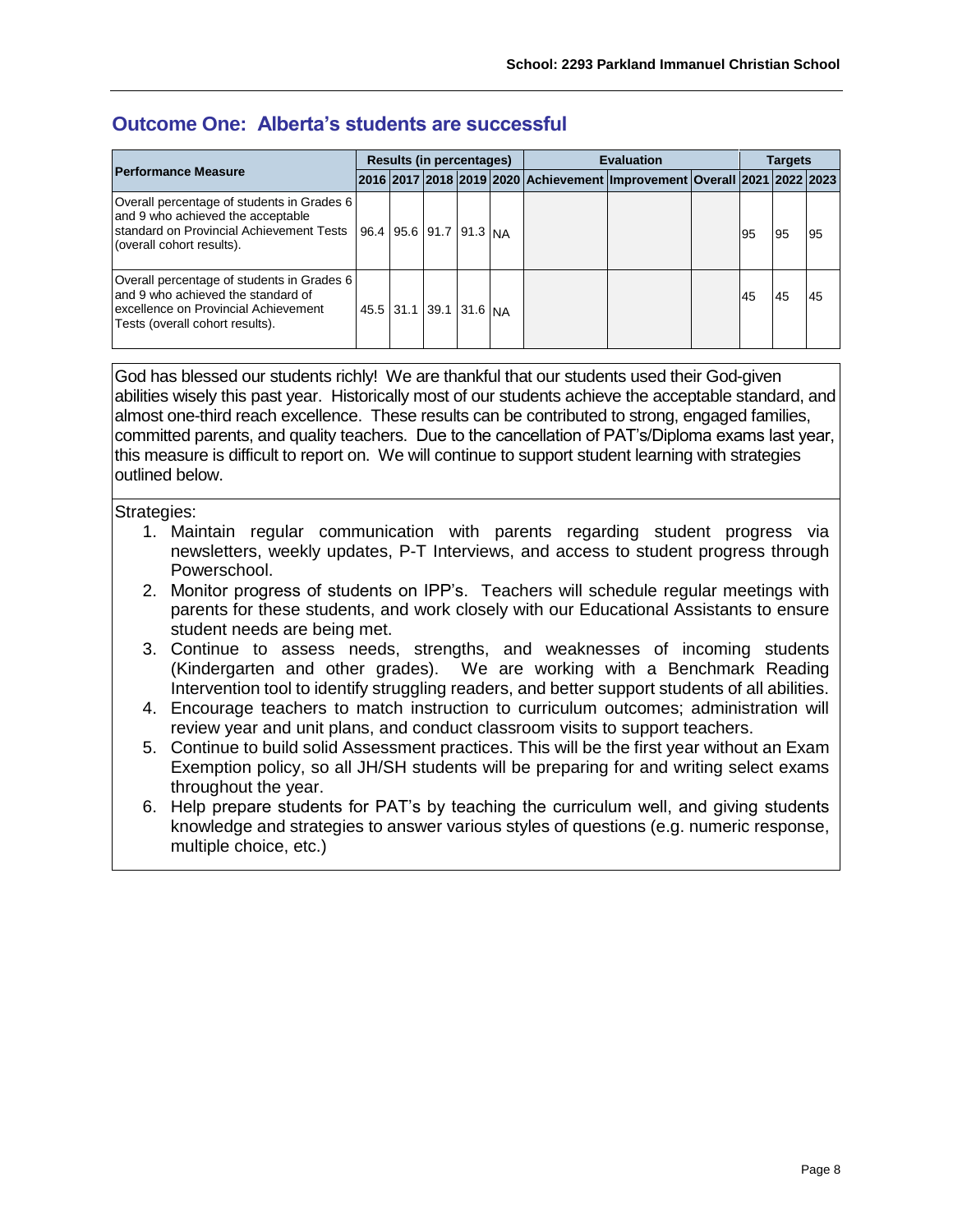## Outcome One: Alberta's students are successful

| Performance Measure | Results (in percentages) | | | | | Evaluation | | | Targets | | |
|---|---|---|---|---|---|---|---|---|---|---|---|
| | 2016 | 2017 | 2018 | 2019 | 2020 | Achievement | Improvement | Overall | 2021 | 2022 | 2023 |
| Overall percentage of students in Grades 6 and 9 who achieved the acceptable standard on Provincial Achievement Tests (overall cohort results). | 96.4 | 95.6 | 91.7 | 91.3 | NA | | | | 95 | 95 | 95 |
| Overall percentage of students in Grades 6 and 9 who achieved the standard of excellence on Provincial Achievement Tests (overall cohort results). | 45.5 | 31.1 | 39.1 | 31.6 | NA | | | | 45 | 45 | 45 |

God has blessed our students richly! We are thankful that our students used their God-given abilities wisely this past year. Historically most of our students achieve the acceptable standard, and almost one-third reach excellence. These results can be contributed to strong, engaged families, committed parents, and quality teachers. Due to the cancellation of PAT's/Diploma exams last year, this measure is difficult to report on. We will continue to support student learning with strategies outlined below.

Strategies:

1. Maintain regular communication with parents regarding student progress via newsletters, weekly updates, P-T Interviews, and access to student progress through Powerschool.
2. Monitor progress of students on IPP's. Teachers will schedule regular meetings with parents for these students, and work closely with our Educational Assistants to ensure student needs are being met.
3. Continue to assess needs, strengths, and weaknesses of incoming students (Kindergarten and other grades). We are working with a Benchmark Reading Intervention tool to identify struggling readers, and better support students of all abilities.
4. Encourage teachers to match instruction to curriculum outcomes; administration will review year and unit plans, and conduct classroom visits to support teachers.
5. Continue to build solid Assessment practices. This will be the first year without an Exam Exemption policy, so all JH/SH students will be preparing for and writing select exams throughout the year.
6. Help prepare students for PAT's by teaching the curriculum well, and giving students knowledge and strategies to answer various styles of questions (e.g. numeric response, multiple choice, etc.)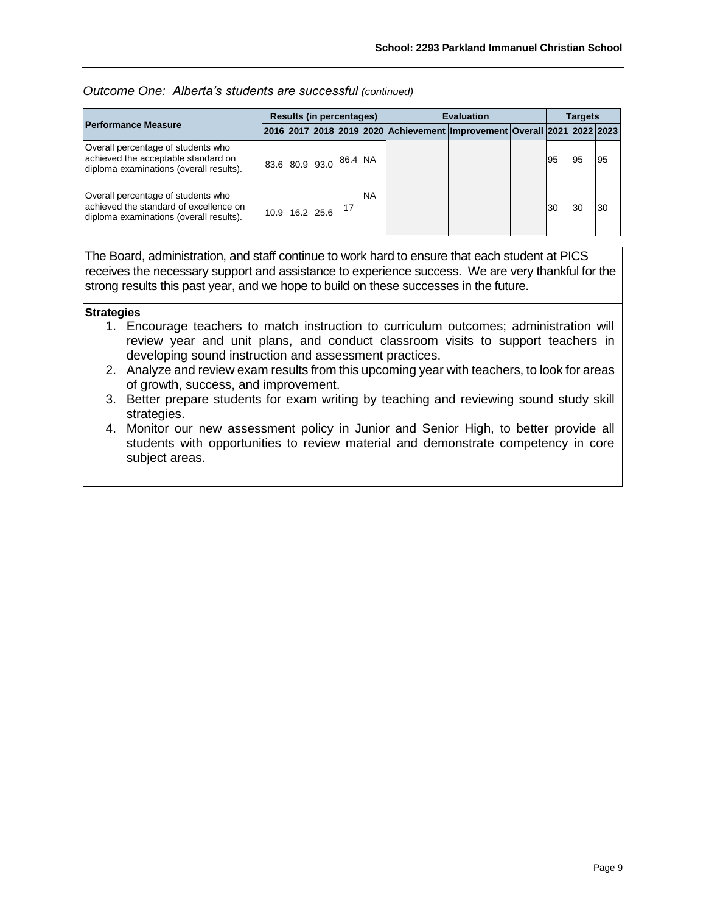*Outcome One: Alberta's students are successful (continued)*

| Performance Measure | Results (in percentages) | | | | | Evaluation | | | Targets | | |
|---|---|---|---|---|---|---|---|---|---|---|---|
| | 2016 | 2017 | 2018 | 2019 | 2020 | Achievement | Improvement | Overall | 2021 | 2022 | 2023 |
| Overall percentage of students who achieved the acceptable standard on diploma examinations (overall results). | 83.6 | 80.9 | 93.0 | 86.4 | NA | | | | 95 | 95 | 95 |
| Overall percentage of students who achieved the standard of excellence on diploma examinations (overall results). | 10.9 | 16.2 | 25.6 | 17 | NA | | | | 30 | 30 | 30 |

The Board, administration, and staff continue to work hard to ensure that each student at PICS receives the necessary support and assistance to experience success. We are very thankful for the strong results this past year, and we hope to build on these successes in the future.

**Strategies**

1. Encourage teachers to match instruction to curriculum outcomes; administration will review year and unit plans, and conduct classroom visits to support teachers in developing sound instruction and assessment practices.
2. Analyze and review exam results from this upcoming year with teachers, to look for areas of growth, success, and improvement.
3. Better prepare students for exam writing by teaching and reviewing sound study skill strategies.
4. Monitor our new assessment policy in Junior and Senior High, to better provide all students with opportunities to review material and demonstrate competency in core subject areas.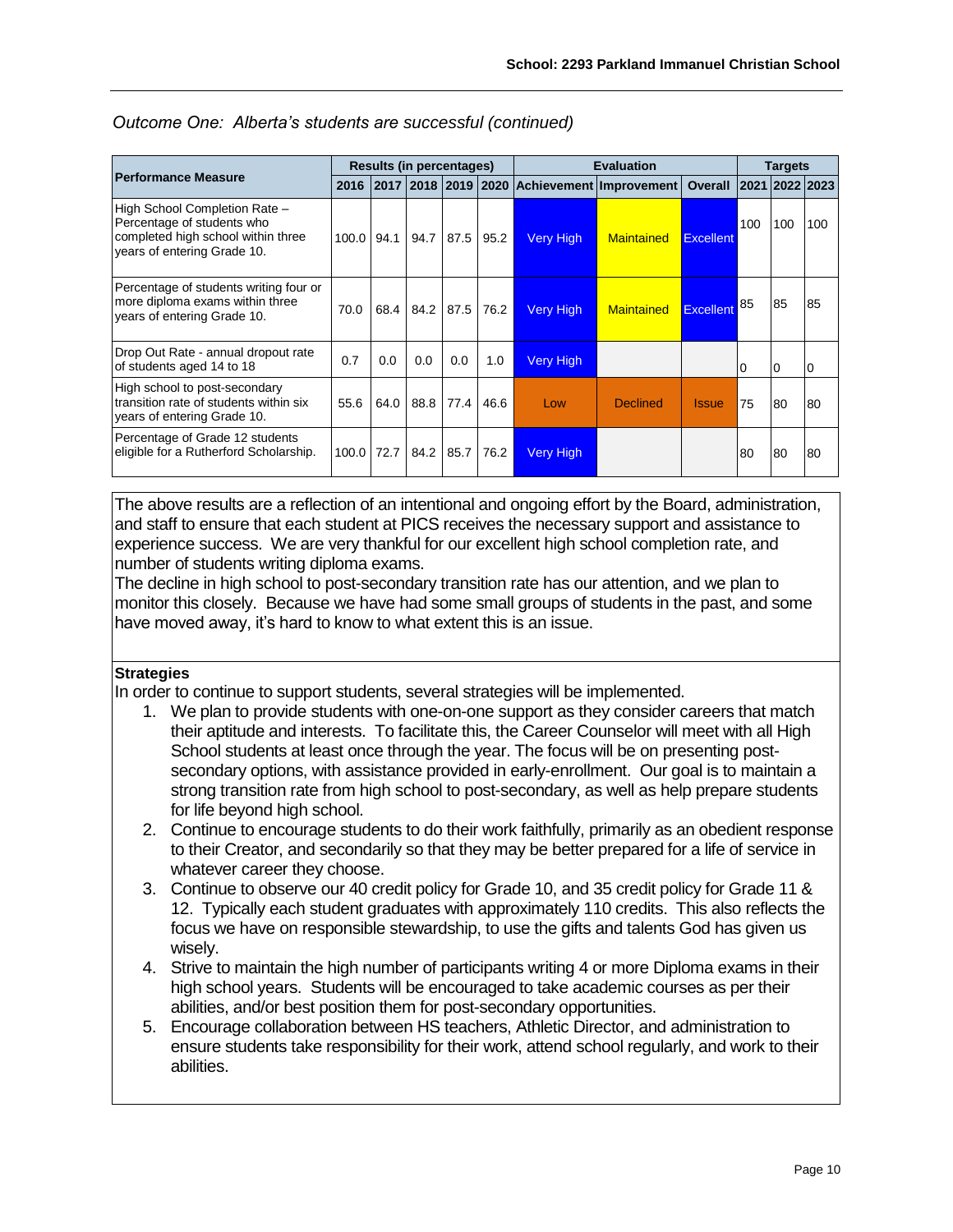*Outcome One: Alberta's students are successful (continued)*

| Performance Measure | Results (in percentages) | | | | | Evaluation | | | Targets | | |
|---|---|---|---|---|---|---|---|---|---|---|---|
| | 2016 | 2017 | 2018 | 2019 | 2020 | Achievement | Improvement | Overall | 2021 | 2022 | 2023 |
| High School Completion Rate – Percentage of students who completed high school within three years of entering Grade 10. | 100.0 | 94.1 | 94.7 | 87.5 | 95.2 | Very High | Maintained | Excellent | 100 | 100 | 100 |
| Percentage of students writing four or more diploma exams within three years of entering Grade 10. | 70.0 | 68.4 | 84.2 | 87.5 | 76.2 | Very High | Maintained | Excellent | 85 | 85 | 85 |
| Drop Out Rate - annual dropout rate of students aged 14 to 18 | 0.7 | 0.0 | 0.0 | 0.0 | 1.0 | Very High | | | 0 | 0 | 0 |
| High school to post-secondary transition rate of students within six years of entering Grade 10. | 55.6 | 64.0 | 88.8 | 77.4 | 46.6 | Low | Declined | Issue | 75 | 80 | 80 |
| Percentage of Grade 12 students eligible for a Rutherford Scholarship. | 100.0 | 72.7 | 84.2 | 85.7 | 76.2 | Very High | | | 80 | 80 | 80 |

The above results are a reflection of an intentional and ongoing effort by the Board, administration, and staff to ensure that each student at PICS receives the necessary support and assistance to experience success. We are very thankful for our excellent high school completion rate, and number of students writing diploma exams.

The decline in high school to post-secondary transition rate has our attention, and we plan to monitor this closely. Because we have had some small groups of students in the past, and some have moved away, it's hard to know to what extent this is an issue.

**Strategies**

In order to continue to support students, several strategies will be implemented.

1. We plan to provide students with one-on-one support as they consider careers that match their aptitude and interests. To facilitate this, the Career Counselor will meet with all High School students at least once through the year. The focus will be on presenting post-secondary options, with assistance provided in early-enrollment. Our goal is to maintain a strong transition rate from high school to post-secondary, as well as help prepare students for life beyond high school.
2. Continue to encourage students to do their work faithfully, primarily as an obedient response to their Creator, and secondarily so that they may be better prepared for a life of service in whatever career they choose.
3. Continue to observe our 40 credit policy for Grade 10, and 35 credit policy for Grade 11 & 12. Typically each student graduates with approximately 110 credits. This also reflects the focus we have on responsible stewardship, to use the gifts and talents God has given us wisely.
4. Strive to maintain the high number of participants writing 4 or more Diploma exams in their high school years. Students will be encouraged to take academic courses as per their abilities, and/or best position them for post-secondary opportunities.
5. Encourage collaboration between HS teachers, Athletic Director, and administration to ensure students take responsibility for their work, attend school regularly, and work to their abilities.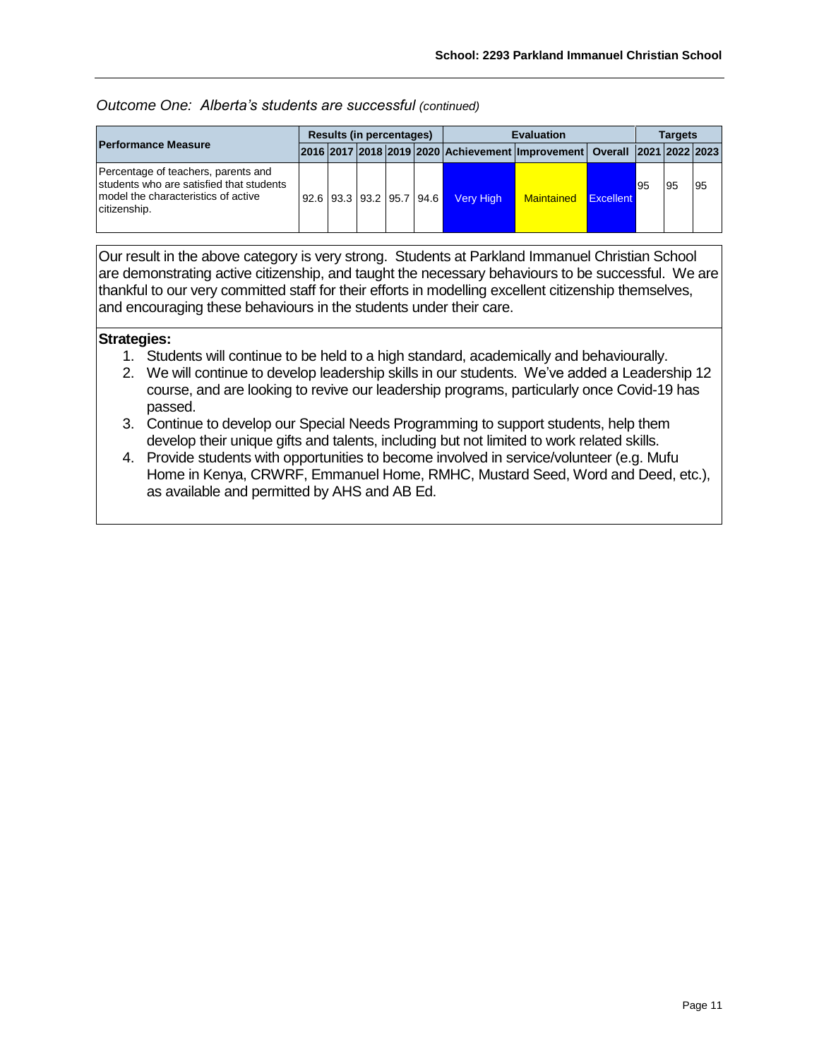*Outcome One: Alberta's students are successful (continued)*

| Performance Measure | Results (in percentages) | | | | | Evaluation | | | Targets | | |
|---|---|---|---|---|---|---|---|---|---|---|---|
| | 2016 | 2017 | 2018 | 2019 | 2020 | Achievement | Improvement | Overall | 2021 | 2022 | 2023 |
| Percentage of teachers, parents and students who are satisfied that students model the characteristics of active citizenship. | 92.6 | 93.3 | 93.2 | 95.7 | 94.6 | Very High | Maintained | Excellent | 95 | 95 | 95 |

Our result in the above category is very strong. Students at Parkland Immanuel Christian School are demonstrating active citizenship, and taught the necessary behaviours to be successful. We are thankful to our very committed staff for their efforts in modelling excellent citizenship themselves, and encouraging these behaviours in the students under their care.

**Strategies:**

1. Students will continue to be held to a high standard, academically and behaviourally.
2. We will continue to develop leadership skills in our students. We've added a Leadership 12 course, and are looking to revive our leadership programs, particularly once Covid-19 has passed.
3. Continue to develop our Special Needs Programming to support students, help them develop their unique gifts and talents, including but not limited to work related skills.
4. Provide students with opportunities to become involved in service/volunteer (e.g. Mufu Home in Kenya, CRWRF, Emmanuel Home, RMHC, Mustard Seed, Word and Deed, etc.), as available and permitted by AHS and AB Ed.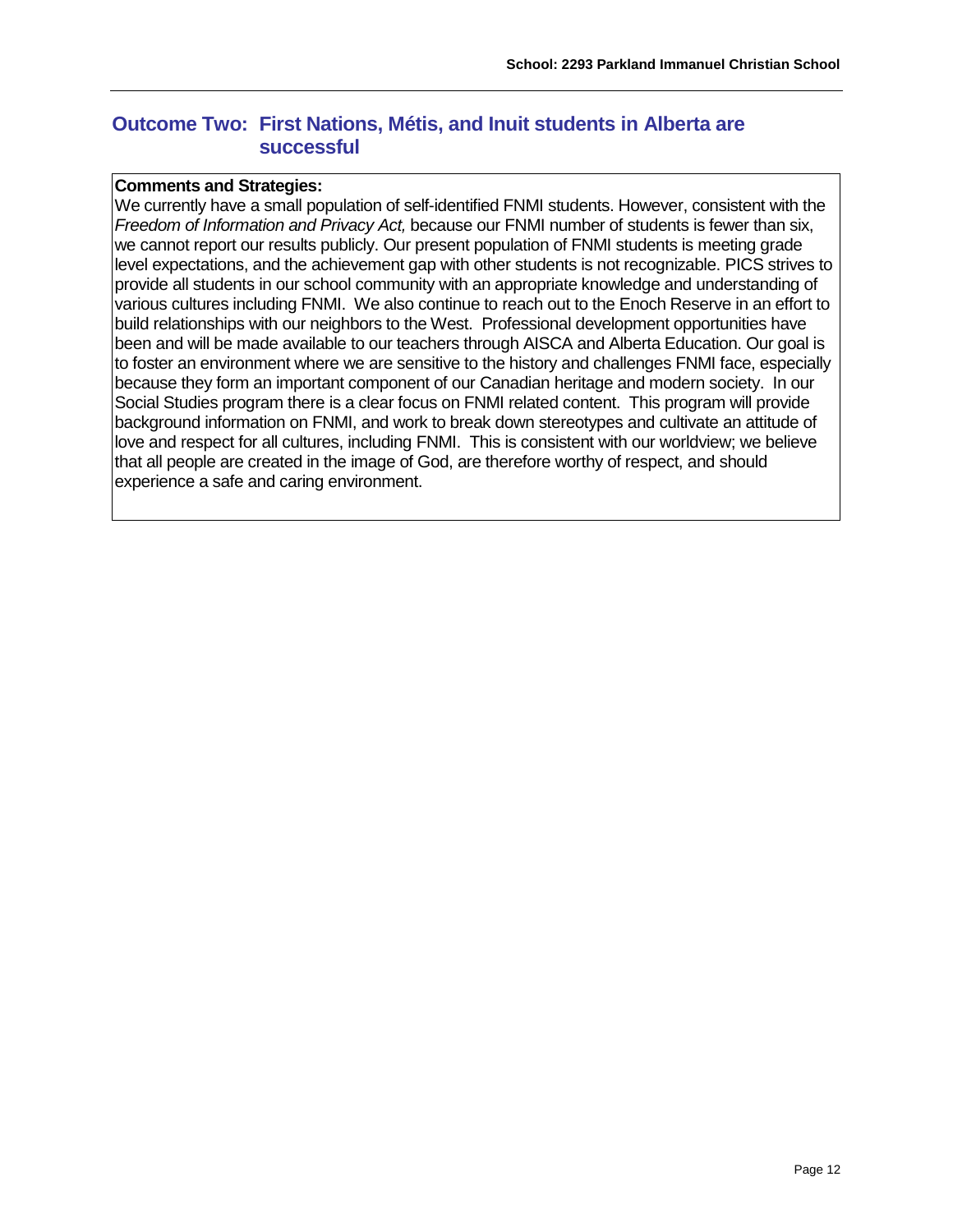## Outcome Two: First Nations, Métis, and Inuit students in Alberta are successful

**Comments and Strategies:**

We currently have a small population of self-identified FNMI students. However, consistent with the *Freedom of Information and Privacy Act,* because our FNMI number of students is fewer than six, we cannot report our results publicly. Our present population of FNMI students is meeting grade level expectations, and the achievement gap with other students is not recognizable. PICS strives to provide all students in our school community with an appropriate knowledge and understanding of various cultures including FNMI. We also continue to reach out to the Enoch Reserve in an effort to build relationships with our neighbors to the West. Professional development opportunities have been and will be made available to our teachers through AISCA and Alberta Education. Our goal is to foster an environment where we are sensitive to the history and challenges FNMI face, especially because they form an important component of our Canadian heritage and modern society. In our Social Studies program there is a clear focus on FNMI related content. This program will provide background information on FNMI, and work to break down stereotypes and cultivate an attitude of love and respect for all cultures, including FNMI. This is consistent with our worldview; we believe that all people are created in the image of God, are therefore worthy of respect, and should experience a safe and caring environment.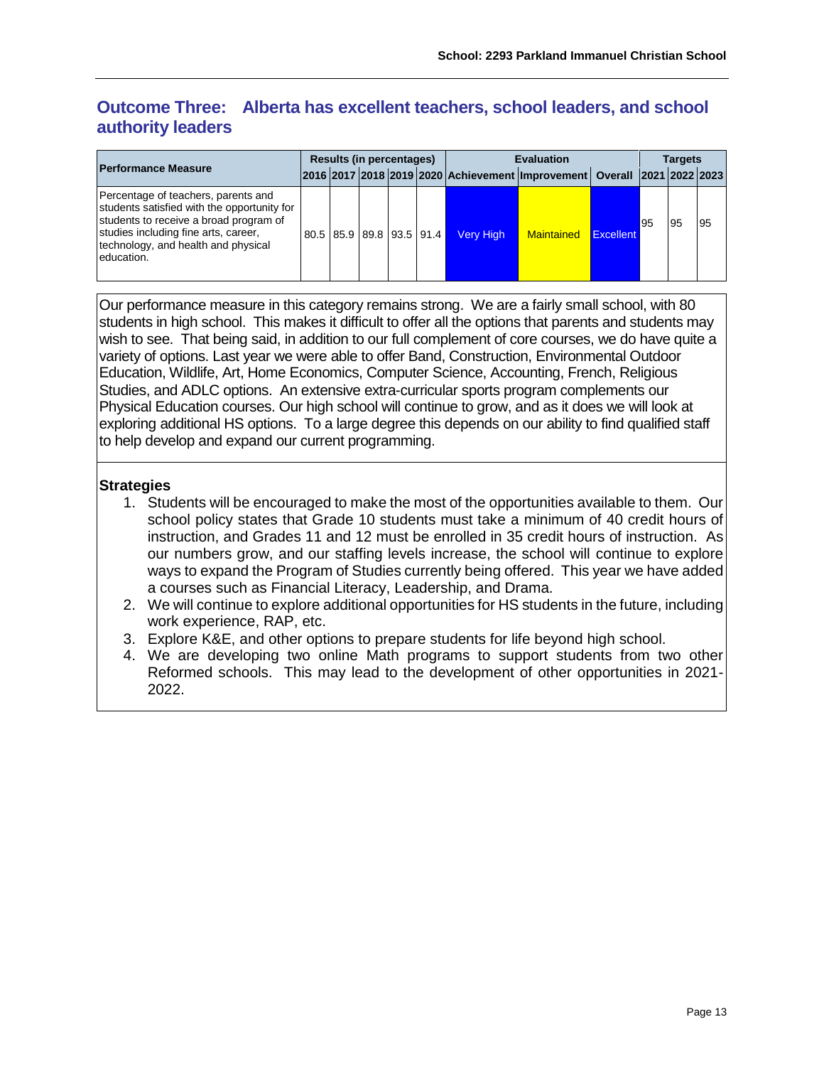## Outcome Three: Alberta has excellent teachers, school leaders, and school authority leaders

| Performance Measure | Results (in percentages) | | | | | Evaluation | | | Targets | | |
|---|---|---|---|---|---|---|---|---|---|---|---|
| | 2016 | 2017 | 2018 | 2019 | 2020 | Achievement | Improvement | Overall | 2021 | 2022 | 2023 |
| Percentage of teachers, parents and students satisfied with the opportunity for students to receive a broad program of studies including fine arts, career, technology, and health and physical education. | 80.5 | 85.9 | 89.8 | 93.5 | 91.4 | Very High | Maintained | Excellent | 95 | 95 | 95 |

Our performance measure in this category remains strong. We are a fairly small school, with 80 students in high school. This makes it difficult to offer all the options that parents and students may wish to see. That being said, in addition to our full complement of core courses, we do have quite a variety of options. Last year we were able to offer Band, Construction, Environmental Outdoor Education, Wildlife, Art, Home Economics, Computer Science, Accounting, French, Religious Studies, and ADLC options. An extensive extra-curricular sports program complements our Physical Education courses. Our high school will continue to grow, and as it does we will look at exploring additional HS options. To a large degree this depends on our ability to find qualified staff to help develop and expand our current programming.

**Strategies**

1. Students will be encouraged to make the most of the opportunities available to them. Our school policy states that Grade 10 students must take a minimum of 40 credit hours of instruction, and Grades 11 and 12 must be enrolled in 35 credit hours of instruction. As our numbers grow, and our staffing levels increase, the school will continue to explore ways to expand the Program of Studies currently being offered. This year we have added a courses such as Financial Literacy, Leadership, and Drama.
2. We will continue to explore additional opportunities for HS students in the future, including work experience, RAP, etc.
3. Explore K&E, and other options to prepare students for life beyond high school.
4. We are developing two online Math programs to support students from two other Reformed schools. This may lead to the development of other opportunities in 2021-2022.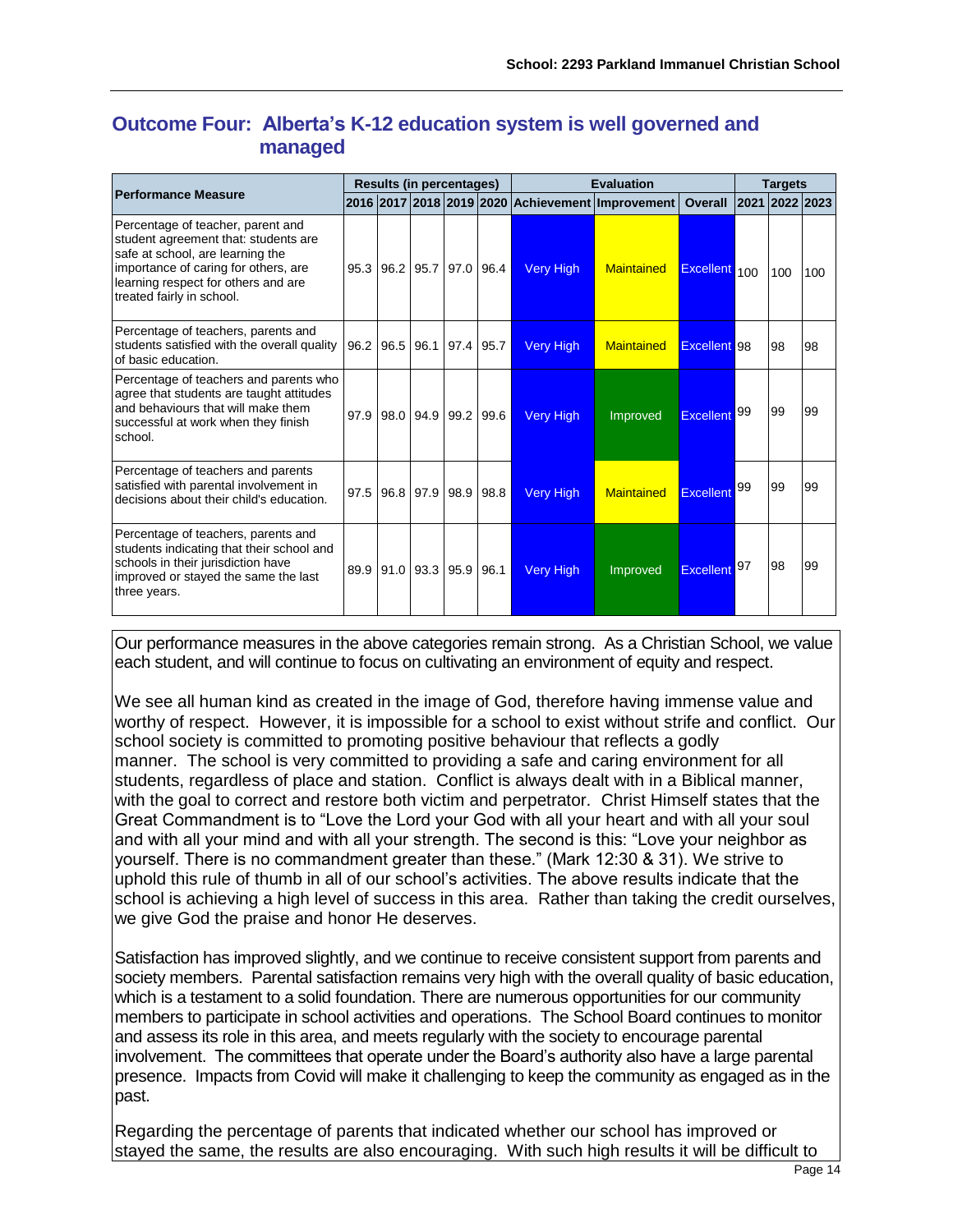## Outcome Four: Alberta's K-12 education system is well governed and managed

| Performance Measure | Results (in percentages) | | | | | Evaluation | | | Targets | | |
|---|---|---|---|---|---|---|---|---|---|---|---|
| | 2016 | 2017 | 2018 | 2019 | 2020 | Achievement | Improvement | Overall | 2021 | 2022 | 2023 |
| Percentage of teacher, parent and student agreement that: students are safe at school, are learning the importance of caring for others, are learning respect for others and are treated fairly in school. | 95.3 | 96.2 | 95.7 | 97.0 | 96.4 | Very High | Maintained | Excellent | 100 | 100 | 100 |
| Percentage of teachers, parents and students satisfied with the overall quality of basic education. | 96.2 | 96.5 | 96.1 | 97.4 | 95.7 | Very High | Maintained | Excellent | 98 | 98 | 98 |
| Percentage of teachers and parents who agree that students are taught attitudes and behaviours that will make them successful at work when they finish school. | 97.9 | 98.0 | 94.9 | 99.2 | 99.6 | Very High | Improved | Excellent | 99 | 99 | 99 |
| Percentage of teachers and parents satisfied with parental involvement in decisions about their child's education. | 97.5 | 96.8 | 97.9 | 98.9 | 98.8 | Very High | Maintained | Excellent | 99 | 99 | 99 |
| Percentage of teachers, parents and students indicating that their school and schools in their jurisdiction have improved or stayed the same the last three years. | 89.9 | 91.0 | 93.3 | 95.9 | 96.1 | Very High | Improved | Excellent | 97 | 98 | 99 |

Our performance measures in the above categories remain strong. As a Christian School, we value each student, and will continue to focus on cultivating an environment of equity and respect.

We see all human kind as created in the image of God, therefore having immense value and worthy of respect. However, it is impossible for a school to exist without strife and conflict. Our school society is committed to promoting positive behaviour that reflects a godly manner. The school is very committed to providing a safe and caring environment for all students, regardless of place and station. Conflict is always dealt with in a Biblical manner, with the goal to correct and restore both victim and perpetrator. Christ Himself states that the Great Commandment is to "Love the Lord your God with all your heart and with all your soul and with all your mind and with all your strength. The second is this: "Love your neighbor as yourself. There is no commandment greater than these." (Mark 12:30 & 31). We strive to uphold this rule of thumb in all of our school's activities. The above results indicate that the school is achieving a high level of success in this area. Rather than taking the credit ourselves, we give God the praise and honor He deserves.

Satisfaction has improved slightly, and we continue to receive consistent support from parents and society members. Parental satisfaction remains very high with the overall quality of basic education, which is a testament to a solid foundation. There are numerous opportunities for our community members to participate in school activities and operations. The School Board continues to monitor and assess its role in this area, and meets regularly with the society to encourage parental involvement. The committees that operate under the Board's authority also have a large parental presence. Impacts from Covid will make it challenging to keep the community as engaged as in the past.

Regarding the percentage of parents that indicated whether our school has improved or stayed the same, the results are also encouraging. With such high results it will be difficult to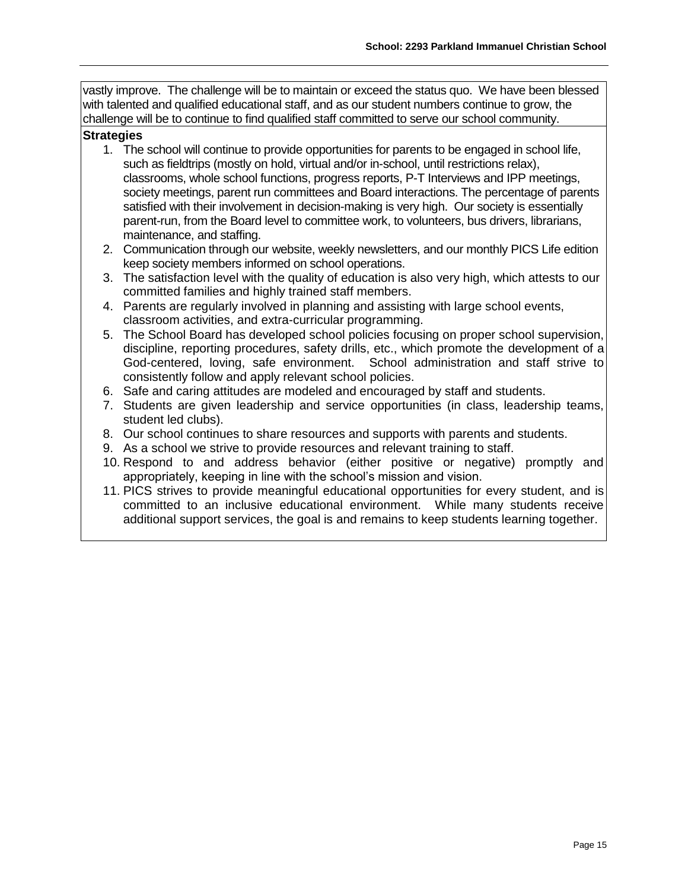vastly improve. The challenge will be to maintain or exceed the status quo. We have been blessed with talented and qualified educational staff, and as our student numbers continue to grow, the challenge will be to continue to find qualified staff committed to serve our school community.

**Strategies**

1. The school will continue to provide opportunities for parents to be engaged in school life, such as fieldtrips (mostly on hold, virtual and/or in-school, until restrictions relax), classrooms, whole school functions, progress reports, P-T Interviews and IPP meetings, society meetings, parent run committees and Board interactions. The percentage of parents satisfied with their involvement in decision-making is very high. Our society is essentially parent-run, from the Board level to committee work, to volunteers, bus drivers, librarians, maintenance, and staffing.
2. Communication through our website, weekly newsletters, and our monthly PICS Life edition keep society members informed on school operations.
3. The satisfaction level with the quality of education is also very high, which attests to our committed families and highly trained staff members.
4. Parents are regularly involved in planning and assisting with large school events, classroom activities, and extra-curricular programming.
5. The School Board has developed school policies focusing on proper school supervision, discipline, reporting procedures, safety drills, etc., which promote the development of a God-centered, loving, safe environment. School administration and staff strive to consistently follow and apply relevant school policies.
6. Safe and caring attitudes are modeled and encouraged by staff and students.
7. Students are given leadership and service opportunities (in class, leadership teams, student led clubs).
8. Our school continues to share resources and supports with parents and students.
9. As a school we strive to provide resources and relevant training to staff.
10. Respond to and address behavior (either positive or negative) promptly and appropriately, keeping in line with the school's mission and vision.
11. PICS strives to provide meaningful educational opportunities for every student, and is committed to an inclusive educational environment. While many students receive additional support services, the goal is and remains to keep students learning together.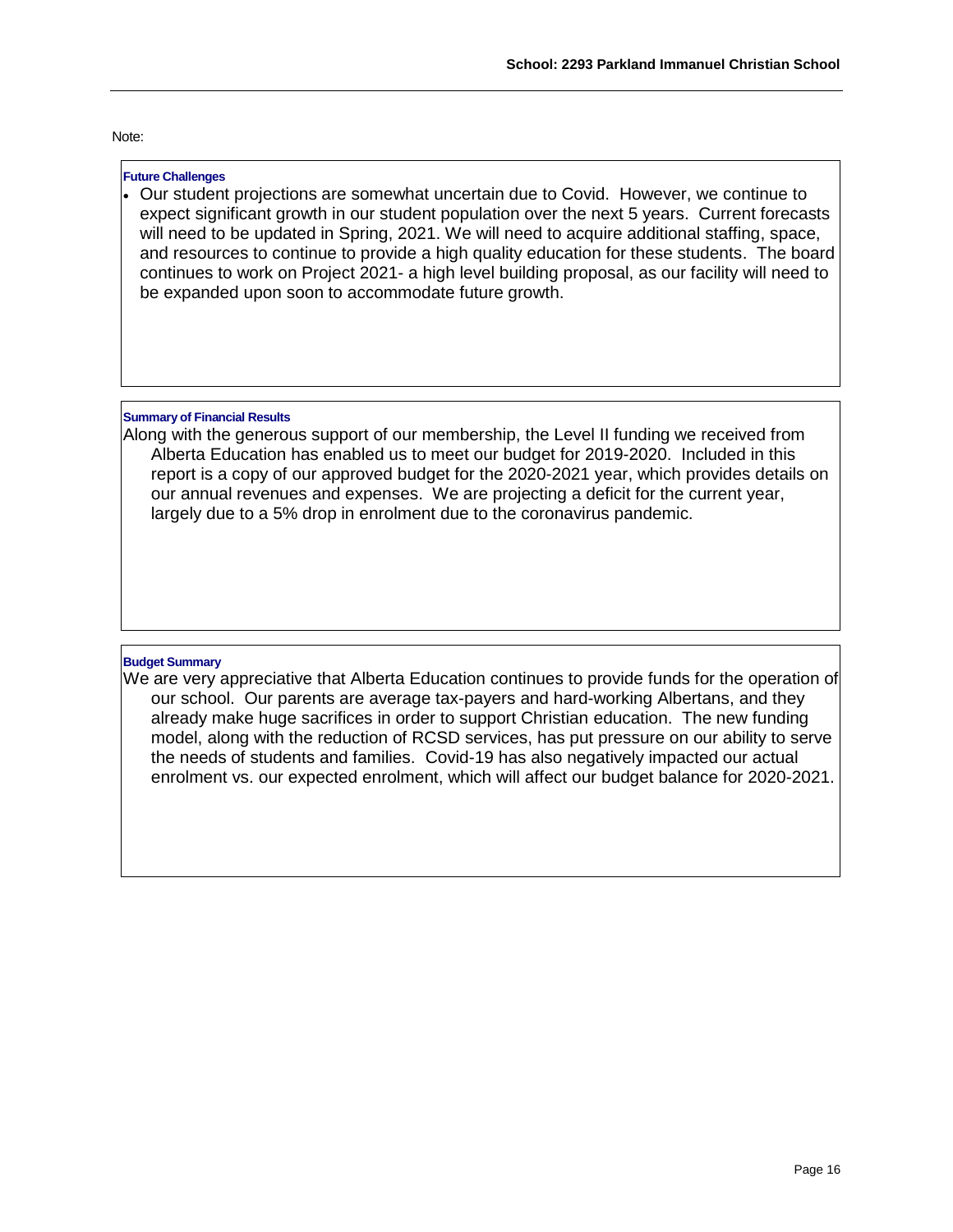Note:

### Future Challenges

- Our student projections are somewhat uncertain due to Covid. However, we continue to expect significant growth in our student population over the next 5 years. Current forecasts will need to be updated in Spring, 2021. We will need to acquire additional staffing, space, and resources to continue to provide a high quality education for these students. The board continues to work on Project 2021- a high level building proposal, as our facility will need to be expanded upon soon to accommodate future growth.

### Summary of Financial Results

Along with the generous support of our membership, the Level II funding we received from Alberta Education has enabled us to meet our budget for 2019-2020. Included in this report is a copy of our approved budget for the 2020-2021 year, which provides details on our annual revenues and expenses. We are projecting a deficit for the current year, largely due to a 5% drop in enrolment due to the coronavirus pandemic.

### Budget Summary

We are very appreciative that Alberta Education continues to provide funds for the operation of our school. Our parents are average tax-payers and hard-working Albertans, and they already make huge sacrifices in order to support Christian education. The new funding model, along with the reduction of RCSD services, has put pressure on our ability to serve the needs of students and families. Covid-19 has also negatively impacted our actual enrolment vs. our expected enrolment, which will affect our budget balance for 2020-2021.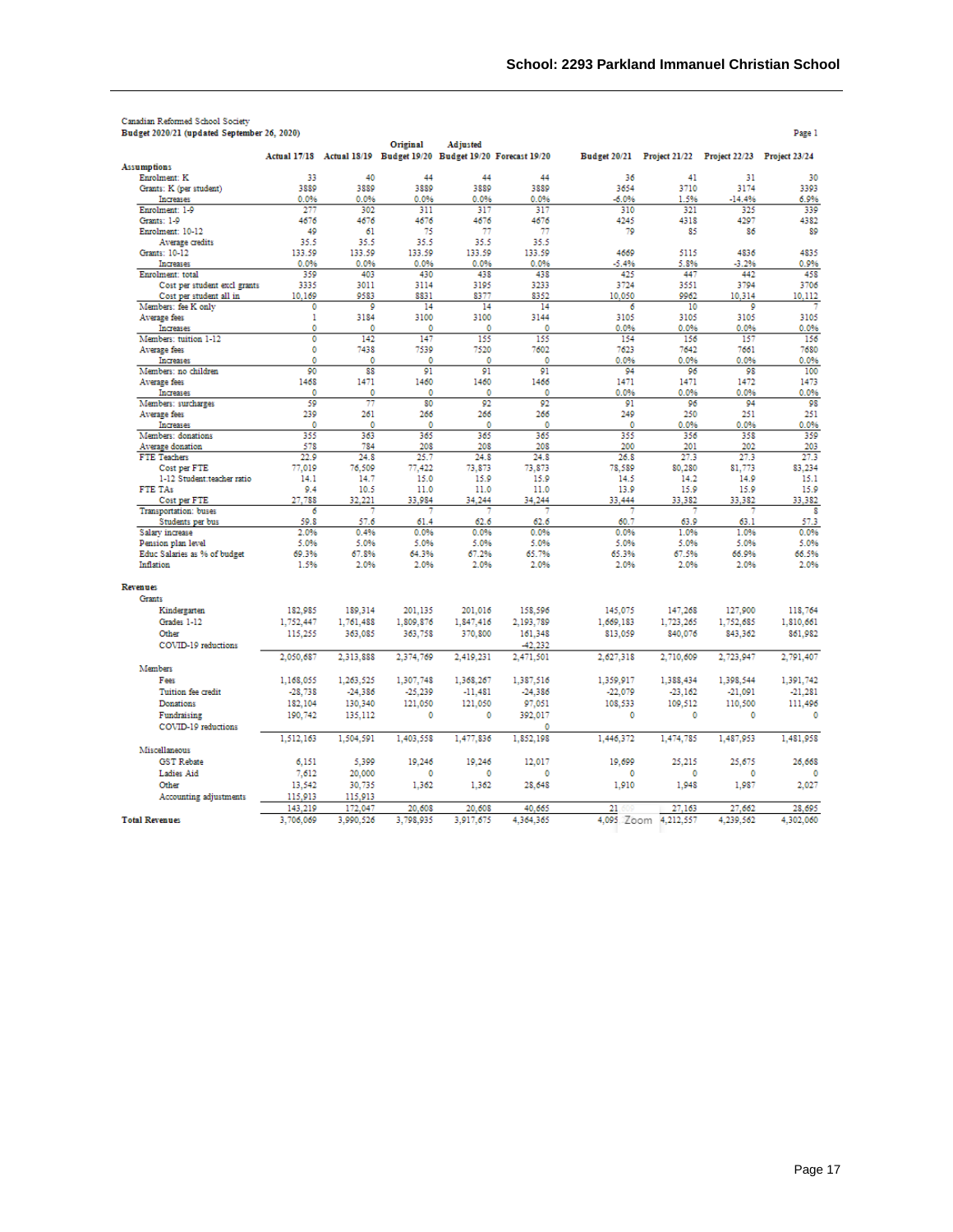# School: 2293 Parkland Immanuel Christian School

Canadian Reformed School Society

**Budget 2020/21 (updated September 26, 2020)**

Page 1

| | Actual 17/18 | Actual 18/19 | Original Budget 19/20 | Adjusted Budget 19/20 | Forecast 19/20 | Budget 20/21 | Project 21/22 | Project 22/23 | Project 23/24 |
|---|---|---|---|---|---|---|---|---|---|
| **Assumptions** | | | | | | | | | |
| Enrolment: K | 33 | 40 | 44 | 44 | 44 | 36 | 41 | 31 | 30 |
| Grants: K (per student) | 3889 | 3889 | 3889 | 3889 | 3889 | 3654 | 3710 | 3174 | 3393 |
| Increases | 0.0% | 0.0% | 0.0% | 0.0% | 0.0% | -6.0% | 1.5% | -14.4% | 6.9% |
| Enrolment: 1-9 | 277 | 302 | 311 | 317 | 317 | 310 | 321 | 325 | 339 |
| Grants: 1-9 | 4676 | 4676 | 4676 | 4676 | 4676 | 4245 | 4318 | 4297 | 4382 |
| Enrolment: 10-12 | 49 | 61 | 75 | 77 | 77 | 79 | 85 | 86 | 89 |
| Average credits | 35.5 | 35.5 | 35.5 | 35.5 | 35.5 | | | | |
| Grants: 10-12 | 133.59 | 133.59 | 133.59 | 133.59 | 133.59 | 4669 | 5115 | 4836 | 4835 |
| Increases | 0.0% | 0.0% | 0.0% | 0.0% | 0.0% | -5.4% | 5.8% | -3.2% | 0.9% |
| Enrolment: total | 359 | 403 | 430 | 438 | 438 | 425 | 447 | 442 | 458 |
| Cost per student excl grants | 3335 | 3011 | 3114 | 3195 | 3233 | 3724 | 3551 | 3794 | 3706 |
| Cost per student all in | 10,169 | 9583 | 8831 | 8377 | 8352 | 10,050 | 9962 | 10,314 | 10,112 |
| Members: fee K only | 0 | 9 | 14 | 14 | 14 | 6 | 10 | 9 | 7 |
| Average fees | 1 | 3184 | 3100 | 3100 | 3144 | 3105 | 3105 | 3105 | 3105 |
| Increases | 0 | 0 | 0 | 0 | 0 | 0.0% | 0.0% | 0.0% | 0.0% |
| Members: tuition 1-12 | 0 | 142 | 147 | 155 | 155 | 154 | 156 | 157 | 156 |
| Average fees | 0 | 7438 | 7539 | 7520 | 7602 | 7623 | 7642 | 7661 | 7680 |
| Increases | 0 | 0 | 0 | 0 | 0 | 0.0% | 0.0% | 0.0% | 0.0% |
| Members: no children | 90 | 88 | 91 | 91 | 91 | 94 | 96 | 98 | 100 |
| Average fees | 1468 | 1471 | 1460 | 1460 | 1466 | 1471 | 1471 | 1472 | 1473 |
| Increases | 0 | 0 | 0 | 0 | 0 | 0.0% | 0.0% | 0.0% | 0.0% |
| Members: surcharges | 59 | 77 | 80 | 92 | 92 | 91 | 96 | 94 | 98 |
| Average fees | 239 | 261 | 266 | 266 | 266 | 249 | 250 | 251 | 251 |
| Increases | 0 | 0 | 0 | 0 | 0 | 0 | 0.0% | 0.0% | 0.0% |
| Members: donations | 355 | 363 | 365 | 365 | 365 | 355 | 356 | 358 | 359 |
| Average donation | 578 | 784 | 208 | 208 | 208 | 200 | 201 | 202 | 203 |
| FTE Teachers | 22.9 | 24.8 | 25.7 | 24.8 | 24.8 | 26.8 | 27.3 | 27.3 | 27.3 |
| Cost per FTE | 77,019 | 76,509 | 77,422 | 73,873 | 73,873 | 78,589 | 80,280 | 81,773 | 83,234 |
| 1-12 Student:teacher ratio | 14.1 | 14.7 | 15.0 | 15.9 | 15.9 | 14.5 | 14.2 | 14.9 | 15.1 |
| FTE TAs | 9.4 | 10.5 | 11.0 | 11.0 | 11.0 | 13.9 | 15.9 | 15.9 | 15.9 |
| Cost per FTE | 27,788 | 32,221 | 33,984 | 34,244 | 34,244 | 33,444 | 33,382 | 33,382 | 33,382 |
| Transportation: buses | 6 | 7 | 7 | 7 | 7 | 7 | 7 | 7 | 8 |
| Students per bus | 59.8 | 57.6 | 61.4 | 62.6 | 62.6 | 60.7 | 63.9 | 63.1 | 57.3 |
| Salary increase | 2.0% | 0.4% | 0.0% | 0.0% | 0.0% | 0.0% | 1.0% | 1.0% | 0.0% |
| Pension plan level | 5.0% | 5.0% | 5.0% | 5.0% | 5.0% | 5.0% | 5.0% | 5.0% | 5.0% |
| Educ Salaries as % of budget | 69.3% | 67.8% | 64.3% | 67.2% | 65.7% | 65.3% | 67.5% | 66.9% | 66.5% |
| Inflation | 1.5% | 2.0% | 2.0% | 2.0% | 2.0% | 2.0% | 2.0% | 2.0% | 2.0% |
| **Revenues** | | | | | | | | | |
| Grants | | | | | | | | | |
| Kindergarten | 182,985 | 189,314 | 201,135 | 201,016 | 158,596 | 145,075 | 147,268 | 127,900 | 118,764 |
| Grades 1-12 | 1,752,447 | 1,761,488 | 1,809,876 | 1,847,416 | 2,193,789 | 1,669,183 | 1,723,265 | 1,752,685 | 1,810,661 |
| Other | 115,255 | 363,085 | 363,758 | 370,800 | 161,348 | 813,059 | 840,076 | 843,362 | 861,982 |
| COVID-19 reductions | | | | | -42,232 | | | | |
| | 2,050,687 | 2,313,888 | 2,374,769 | 2,419,231 | 2,471,501 | 2,627,318 | 2,710,609 | 2,723,947 | 2,791,407 |
| Members | | | | | | | | | |
| Fees | 1,168,055 | 1,263,525 | 1,307,748 | 1,368,267 | 1,387,516 | 1,359,917 | 1,388,434 | 1,398,544 | 1,391,742 |
| Tuition fee credit | -28,738 | -24,386 | -25,239 | -11,481 | -24,386 | -22,079 | -23,162 | -21,091 | -21,281 |
| Donations | 182,104 | 130,340 | 121,050 | 121,050 | 97,051 | 108,533 | 109,512 | 110,500 | 111,496 |
| Fundraising | 190,742 | 135,112 | 0 | 0 | 392,017 | 0 | 0 | 0 | 0 |
| COVID-19 reductions | | | | | 0 | | | | |
| | 1,512,163 | 1,504,591 | 1,403,558 | 1,477,836 | 1,852,198 | 1,446,372 | 1,474,785 | 1,487,953 | 1,481,958 |
| Miscellaneous | | | | | | | | | |
| GST Rebate | 6,151 | 5,399 | 19,246 | 19,246 | 12,017 | 19,699 | 25,215 | 25,675 | 26,668 |
| Ladies Aid | 7,612 | 20,000 | 0 | 0 | 0 | 0 | 0 | 0 | 0 |
| Other | 13,542 | 30,735 | 1,362 | 1,362 | 28,648 | 1,910 | 1,948 | 1,987 | 2,027 |
| Accounting adjustments | 115,913 | 115,913 | | | | | | | |
| | 143,219 | 172,047 | 20,608 | 20,608 | 40,665 | 21 | 27,163 | 27,662 | 28,695 |
| **Total Revenues** | 3,706,069 | 3,990,526 | 3,798,935 | 3,917,675 | 4,364,365 | 4,095 | 4,212,557 | 4,239,562 | 4,302,060 |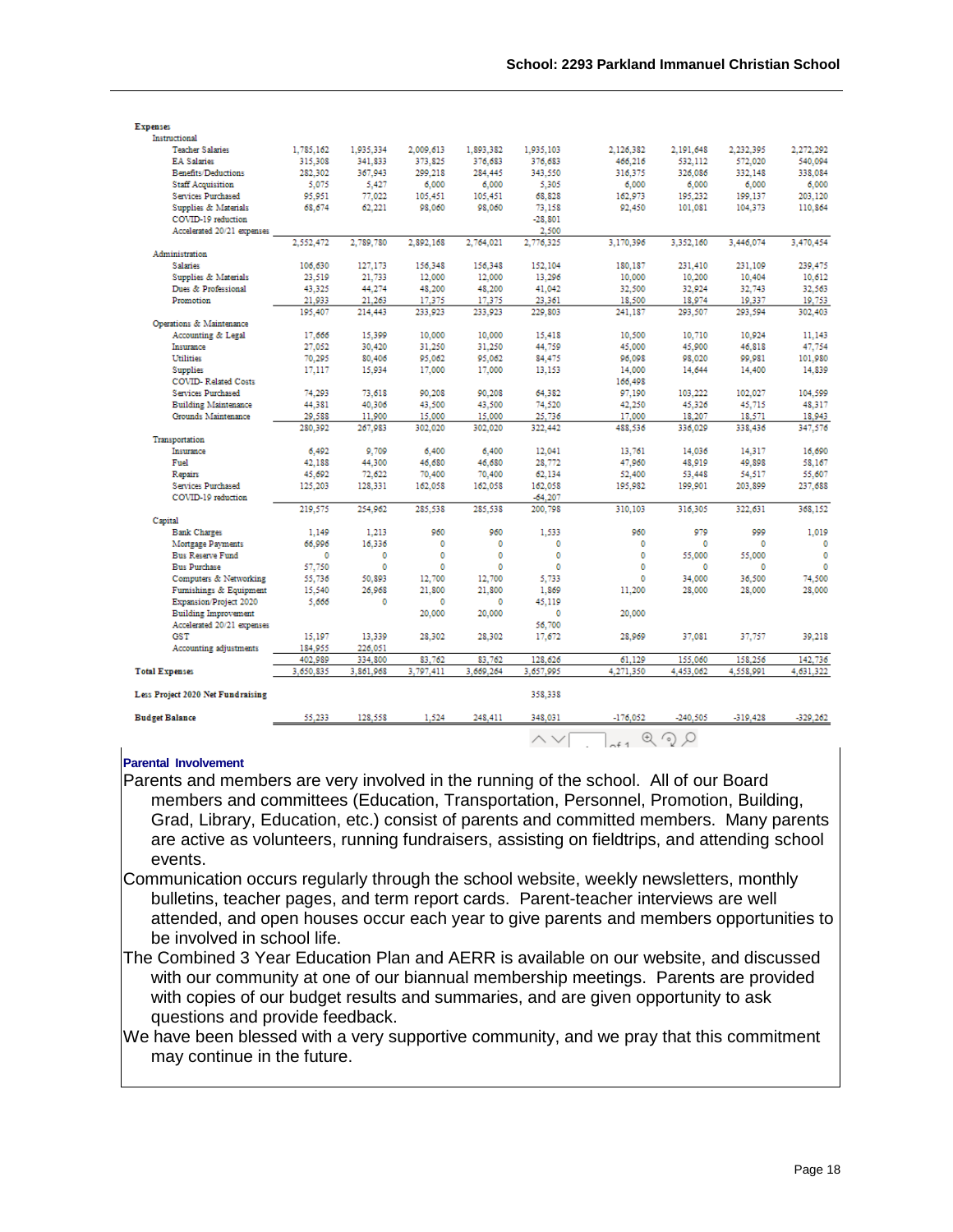| Expenses | | | | | | | | | |
|---|---|---|---|---|---|---|---|---|---|
| **Instructional** | | | | | | | | | |
| Teacher Salaries | 1,785,162 | 1,935,334 | 2,009,613 | 1,893,382 | 1,935,103 | 2,126,382 | 2,191,648 | 2,232,395 | 2,272,292 |
| EA Salaries | 315,308 | 341,833 | 373,825 | 376,683 | 376,683 | 466,216 | 532,112 | 572,020 | 540,094 |
| Benefits/Deductions | 282,302 | 367,943 | 299,218 | 284,445 | 343,550 | 316,375 | 326,086 | 332,148 | 338,084 |
| Staff Acquisition | 5,075 | 5,427 | 6,000 | 6,000 | 5,305 | 6,000 | 6,000 | 6,000 | 6,000 |
| Services Purchased | 95,951 | 77,022 | 105,451 | 105,451 | 68,828 | 162,973 | 195,232 | 199,137 | 203,120 |
| Supplies & Materials | 68,674 | 62,221 | 98,060 | 98,060 | 73,158 | 92,450 | 101,081 | 104,373 | 110,864 |
| COVID-19 reduction | | | | | -28,801 | | | | |
| Accelerated 20/21 expenses | | | | | 2,500 | | | | |
| | 2,552,472 | 2,789,780 | 2,892,168 | 2,764,021 | 2,776,325 | 3,170,396 | 3,352,160 | 3,446,074 | 3,470,454 |
| **Administration** | | | | | | | | | |
| Salaries | 106,630 | 127,173 | 156,348 | 156,348 | 152,104 | 180,187 | 231,410 | 231,109 | 239,475 |
| Supplies & Materials | 23,519 | 21,733 | 12,000 | 12,000 | 13,296 | 10,000 | 10,200 | 10,404 | 10,612 |
| Dues & Professional | 43,325 | 44,274 | 48,200 | 48,200 | 41,042 | 32,500 | 32,924 | 32,743 | 32,563 |
| Promotion | 21,933 | 21,263 | 17,375 | 17,375 | 23,361 | 18,500 | 18,974 | 19,337 | 19,753 |
| | 195,407 | 214,443 | 233,923 | 233,923 | 229,803 | 241,187 | 293,507 | 293,594 | 302,403 |
| **Operations & Maintenance** | | | | | | | | | |
| Accounting & Legal | 17,666 | 15,399 | 10,000 | 10,000 | 15,418 | 10,500 | 10,710 | 10,924 | 11,143 |
| Insurance | 27,052 | 30,420 | 31,250 | 31,250 | 44,759 | 45,000 | 45,900 | 46,818 | 47,754 |
| Utilities | 70,295 | 80,406 | 95,062 | 95,062 | 84,475 | 96,098 | 98,020 | 99,981 | 101,980 |
| Supplies | 17,117 | 15,934 | 17,000 | 17,000 | 13,153 | 14,000 | 14,644 | 14,400 | 14,839 |
| COVID- Related Costs | | | | | | 166,498 | | | |
| Services Purchased | 74,293 | 73,618 | 90,208 | 90,208 | 64,382 | 97,190 | 103,222 | 102,027 | 104,599 |
| Building Maintenance | 44,381 | 40,306 | 43,500 | 43,500 | 74,520 | 42,250 | 45,326 | 45,715 | 48,317 |
| Grounds Maintenance | 29,588 | 11,900 | 15,000 | 15,000 | 25,736 | 17,000 | 18,207 | 18,571 | 18,943 |
| | 280,392 | 267,983 | 302,020 | 302,020 | 322,442 | 488,536 | 336,029 | 338,436 | 347,576 |
| **Transportation** | | | | | | | | | |
| Insurance | 6,492 | 9,709 | 6,400 | 6,400 | 12,041 | 13,761 | 14,036 | 14,317 | 16,690 |
| Fuel | 42,188 | 44,300 | 46,680 | 46,680 | 28,772 | 47,960 | 48,919 | 49,898 | 58,167 |
| Repairs | 45,692 | 72,622 | 70,400 | 70,400 | 62,134 | 52,400 | 53,448 | 54,517 | 55,607 |
| Services Purchased | 125,203 | 128,331 | 162,058 | 162,058 | 162,058 | 195,982 | 199,901 | 203,899 | 237,688 |
| COVID-19 reduction | | | | | -64,207 | | | | |
| | 219,575 | 254,962 | 285,538 | 285,538 | 200,798 | 310,103 | 316,305 | 322,631 | 368,152 |
| **Capital** | | | | | | | | | |
| Bank Charges | 1,149 | 1,213 | 960 | 960 | 1,533 | 960 | 979 | 999 | 1,019 |
| Mortgage Payments | 66,996 | 16,336 | 0 | 0 | 0 | 0 | 0 | 0 | 0 |
| Bus Reserve Fund | 0 | 0 | 0 | 0 | 0 | 0 | 55,000 | 55,000 | 0 |
| Bus Purchase | 57,750 | 0 | 0 | 0 | 0 | 0 | 0 | 0 | 0 |
| Computers & Networking | 55,736 | 50,893 | 12,700 | 12,700 | 5,733 | 0 | 34,000 | 36,500 | 74,500 |
| Furnishings & Equipment | 15,540 | 26,968 | 21,800 | 21,800 | 1,869 | 11,200 | 28,000 | 28,000 | 28,000 |
| Expansion/Project 2020 | 5,666 | 0 | 0 | 0 | 45,119 | | | | |
| Building Improvement | | | 20,000 | 20,000 | 0 | 20,000 | | | |
| Accelerated 20/21 expenses | | | | | 56,700 | | | | |
| GST | 15,197 | 13,339 | 28,302 | 28,302 | 17,672 | 28,969 | 37,081 | 37,757 | 39,218 |
| Accounting adjustments | 184,955 | 226,051 | | | | | | | |
| | 402,989 | 334,800 | 83,762 | 83,762 | 128,626 | 61,129 | 155,060 | 158,256 | 142,736 |
| **Total Expenses** | 3,650,835 | 3,861,968 | 3,797,411 | 3,669,264 | 3,657,995 | 4,271,350 | 4,453,062 | 4,558,991 | 4,631,322 |
| **Less Project 2020 Net Fundraising** | | | | | 358,338 | | | | |
| **Budget Balance** | 55,233 | 128,558 | 1,524 | 248,411 | 348,031 | -176,052 | -240,505 | -319,428 | -329,262 |

**Parental Involvement**

Parents and members are very involved in the running of the school. All of our Board members and committees (Education, Transportation, Personnel, Promotion, Building, Grad, Library, Education, etc.) consist of parents and committed members. Many parents are active as volunteers, running fundraisers, assisting on fieldtrips, and attending school events.

Communication occurs regularly through the school website, weekly newsletters, monthly bulletins, teacher pages, and term report cards. Parent-teacher interviews are well attended, and open houses occur each year to give parents and members opportunities to be involved in school life.

The Combined 3 Year Education Plan and AERR is available on our website, and discussed with our community at one of our biannual membership meetings. Parents are provided with copies of our budget results and summaries, and are given opportunity to ask questions and provide feedback.

We have been blessed with a very supportive community, and we pray that this commitment may continue in the future.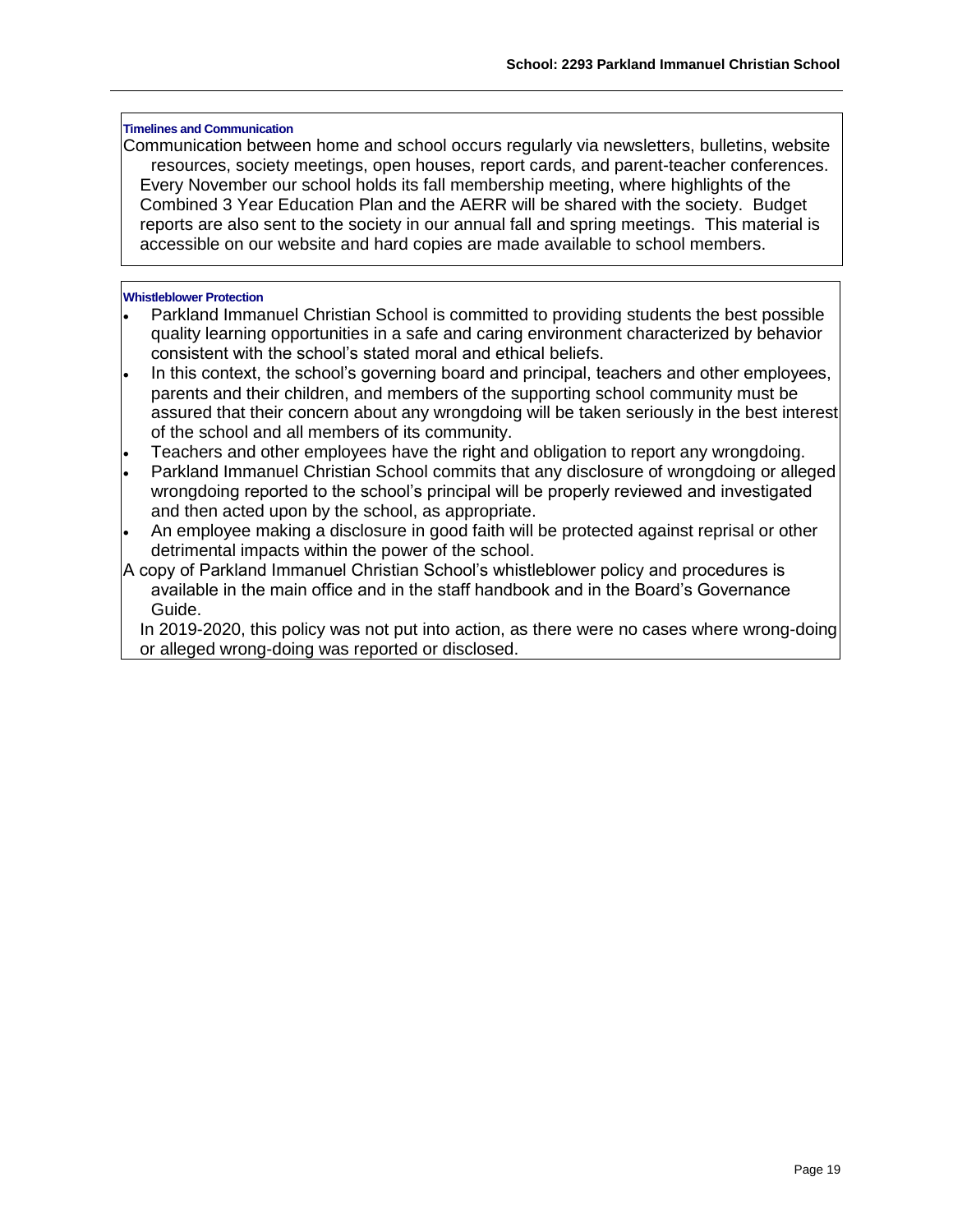### Timelines and Communication

Communication between home and school occurs regularly via newsletters, bulletins, website resources, society meetings, open houses, report cards, and parent-teacher conferences. Every November our school holds its fall membership meeting, where highlights of the Combined 3 Year Education Plan and the AERR will be shared with the society. Budget reports are also sent to the society in our annual fall and spring meetings. This material is accessible on our website and hard copies are made available to school members.

### Whistleblower Protection

- Parkland Immanuel Christian School is committed to providing students the best possible quality learning opportunities in a safe and caring environment characterized by behavior consistent with the school's stated moral and ethical beliefs.
- In this context, the school's governing board and principal, teachers and other employees, parents and their children, and members of the supporting school community must be assured that their concern about any wrongdoing will be taken seriously in the best interest of the school and all members of its community.
- Teachers and other employees have the right and obligation to report any wrongdoing.
- Parkland Immanuel Christian School commits that any disclosure of wrongdoing or alleged wrongdoing reported to the school's principal will be properly reviewed and investigated and then acted upon by the school, as appropriate.
- An employee making a disclosure in good faith will be protected against reprisal or other detrimental impacts within the power of the school.

A copy of Parkland Immanuel Christian School's whistleblower policy and procedures is available in the main office and in the staff handbook and in the Board's Governance Guide.

In 2019-2020, this policy was not put into action, as there were no cases where wrong-doing or alleged wrong-doing was reported or disclosed.